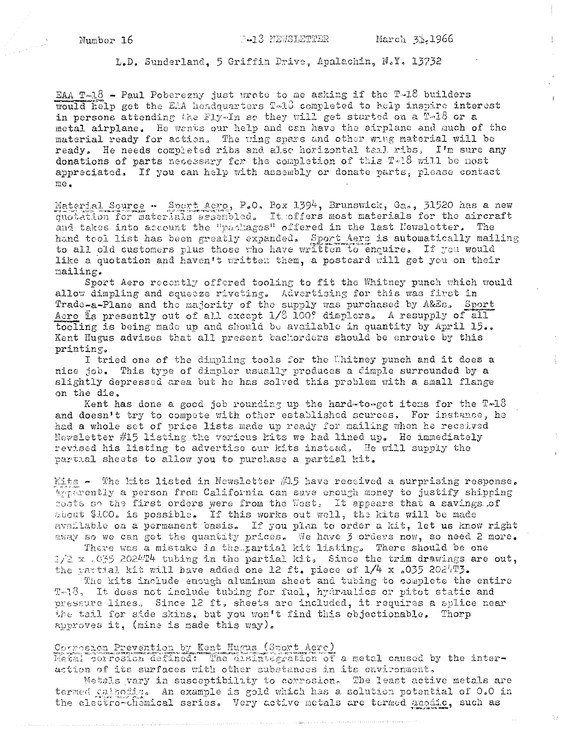Number 16 T-18 NEWSLETTER March 31, 1966

L.D. Sunderland, 5 Griffin Drive, Apalachin, N.Y. 13732

EAA T-18 - Paul Poberezny just wrote to me asking if the T-18 builders would help get the EAA headquarters T-18 completed to help inspire interest in persons attending the Fly-In so they will get started on a T-18 or a metal airplane. He wants our help and can have the airplane and much of the material ready for action. The wing spars and other wing material will be ready. He needs completed ribs and also horizontal tail ribs. I'm sure any donations of parts necessary for the completion of this T-18 will be most appreciated. If you can help with assembly or donate parts, please contact me.

Material Source - Sport Aero, P.O. Box 1394, Brunswick, Ga., 31520 has a new quotation for materials assembled. It offers most materials for the aircraft and takes into account the "packages" offered in the last Newsletter. The hand tool list has been greatly expanded. Sport Aero is automatically mailing to all old customers plus those who have written to enquire. If you would like a quotation and haven't written them, a postcard will get you on their mailing.

Sport Aero recently offered tooling to fit the Whitney punch which would allow dimpling and squeeze riveting. Advertising for this was first in Trade-a-Plane and the majority of the supply was purchased by A&Es. Sport Aero is presently out of all except 1/8 100° dimplers. A resupply of all tooling is being made up and should be available in quantity by April 15.. Kent Hugus advises that all present backorders should be enroute by this printing.

I tried one of the dimpling tools for the Whitney punch and it does a nice job. This type of dimpler usually produces a dimple surrounded by a slightly depressed area but he has solved this problem with a small flange on the die.

Kent has done a good job rounding up the hard-to-get items for the T-18 and doesn't try to compete with other established sources. For instance, he had a whole set of price lists made up ready for mailing when he received Newsletter #15 listing the various kits we had lined up. He immediately revised his listing to advertise our kits instead. He will supply the partial sheets to allow you to purchase a partial kit.

Kits - The kits listed in Newsletter #15 have received a surprising response. Apparently a person from California can save enough money to justify shipping costs so the first orders were from the West. It appears that a savings of about $100. is possible. If this works out well, the kits will be made available on a permanent basis. If you plan to order a kit, let us know right away so we can get the quantity prices. We have 3 orders now, so need 2 more.

There was a mistake in the partial kit listing. There should be one 1/2 x .035 2024T4 tubing in the partial kit. Since the trim drawings are out, the partial kit will have added one 12 ft. piece of 1/4 x .035 2024T3.

The kits include enough aluminum sheet and tubing to complete the entire T-18. It does not include tubing for fuel, hydraulics or pitot static and pressure lines. Since 12 ft. sheets are included, it requires a splice near the tail for side skins, but you won't find this objectionable. Thorp approves it, (mine is made this way).

Corrosion Prevention by Kent Hugus (Sport Aero)
Metal corrosion defined: The disintegration of a metal caused by the interaction of its surfaces with other substances in its environment.

Metals vary in susceptibility to corrosion. The least active metals are termed cathodic. An example is gold which has a solution potential of 0.0 in the electro-chemical series. Very active metals are termed anodic, such as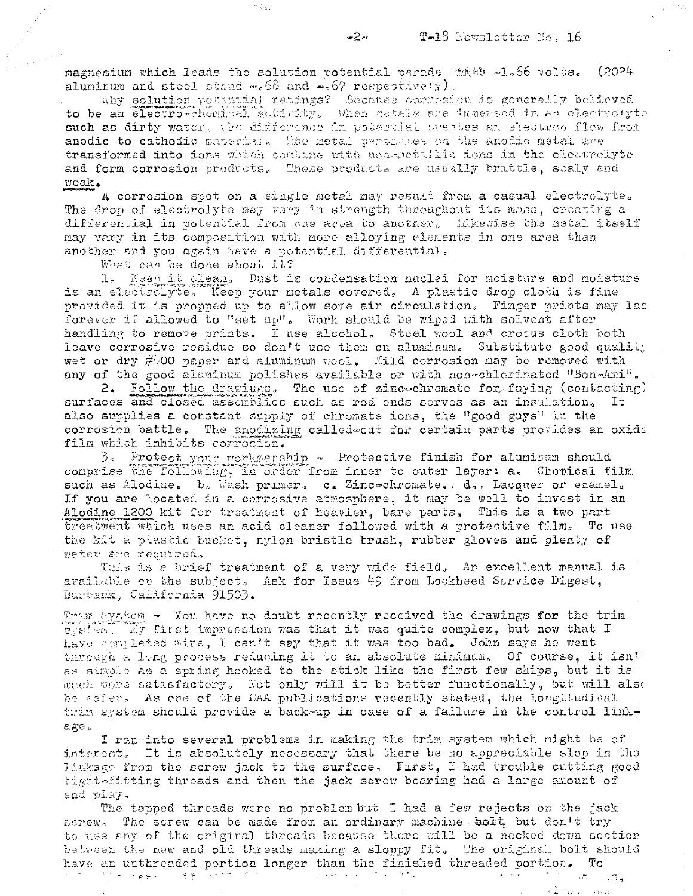magnesium which leads the solution potential parade with -1.66 volts. (2024 aluminum and steel stand -.68 and -.67 respectively).

Why solution potential ratings? Because corrosion is generally believed to be an electro-chemical activity. When metals are immersed in an electrolyte such as dirty water, the difference in potential creates an electron flow from anodic to cathodic material. The metal particles on the anodic metal are transformed into ions which combine with non-metallic ions in the electrolyte and form corrosion products. These products are usually brittle, scaly and weak.

A corrosion spot on a single metal may result from a casual electrolyte. The drop of electrolyte may vary in strength throughout its mass, creating a differential in potential from one area to another. Likewise the metal itself may vary in its composition with more alloying elements in one area than another and you again have a potential differential.

What can be done about it?

1. Keep it clean. Dust is condensation nuclei for moisture and moisture is an electrolyte. Keep your metals covered. A plastic drop cloth is fine provided it is propped up to allow some air circulation. Finger prints may las forever if allowed to "set up". Work should be wiped with solvent after handling to remove prints. I use alcohol. Steel wool and crocus cloth both leave corrosive residue so don't use them on aluminum. Substitute good quality wet or dry #400 paper and aluminum wool. Mild corrosion may be removed with any of the good aluminum polishes available or with non-chlorinated "Bon-Ami".

2. Follow the drawings. The use of zinc-chromate for faying (contacting) surfaces and closed assemblies such as rod ends serves as an insulation. It also supplies a constant supply of chromate ions, the "good guys" in the corrosion battle. The anodizing called-out for certain parts provides an oxide film which inhibits corrosion.

3. Protect your workmanship - Protective finish for aluminum should comprise the following, in order from inner to outer layer: a. Chemical film such as Alodine. b. Wash primer. c. Zinc-chromate. d. Lacquer or enamel. If you are located in a corrosive atmosphere, it may be well to invest in an Alodine 1200 kit for treatment of heavier, bare parts. This is a two part treatment which uses an acid cleaner followed with a protective film. To use the kit a plastic bucket, nylon bristle brush, rubber gloves and plenty of water are required.

This is a brief treatment of a very wide field. An excellent manual is available on the subject. Ask for Issue 49 from Lockheed Service Digest, Burbank, California 91503.

Trim System - You have no doubt recently received the drawings for the trim system. My first impression was that it was quite complex, but now that I have completed mine, I can't say that it was too bad. John says he went through a long process reducing it to an absolute minimum. Of course, it isn't as simple as a spring hooked to the stick like the first few ships, but it is much more satisfactory. Not only will it be better functionally, but will also be safer. As one of the EAA publications recently stated, the longitudinal trim system should provide a back-up in case of a failure in the control linkage.

I ran into several problems in making the trim system which might be of interest. It is absolutely necessary that there be no appreciable slop in the linkage from the screw jack to the surface. First, I had trouble cutting good tight-fitting threads and then the jack screw bearing had a large amount of end play.

The tapped threads were no problem but I had a few rejects on the jack screw. The screw can be made from an ordinary machine bolt, but don't try to use any of the original threads because there will be a necked down section between the new and old threads making a sloppy fit. The original bolt should have an unthreaded portion longer than the finished threaded portion. To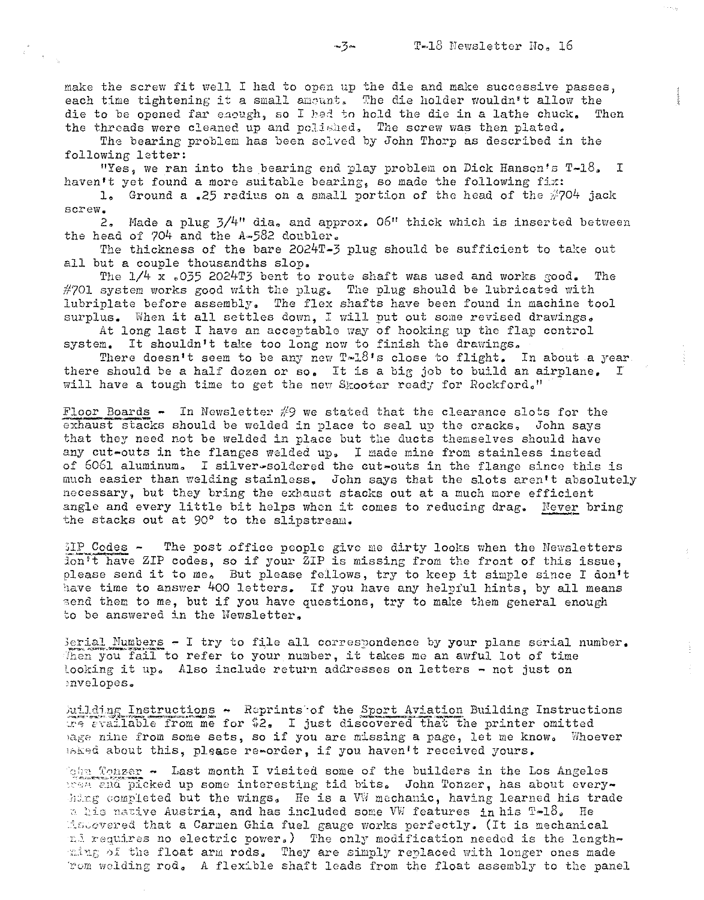make the screw fit well I had to open up the die and make successive passes, each time tightening it a small amount. The die holder wouldn't allow the die to be opened far enough, so I had to hold the die in a lathe chuck. Then the threads were cleaned up and polished. The screw was then plated.

The bearing problem has been solved by John Thorp as described in the following letter:

"Yes, we ran into the bearing end play problem on Dick Hanson's T-18. I haven't yet found a more suitable bearing, so made the following fix:

1. Ground a .25 radius on a small portion of the head of the #704 jack screw.

2. Made a plug 3/4" dia. and approx. 06" thick which is inserted between the head of 704 and the A-582 doubler.

The thickness of the bare 2024T-3 plug should be sufficient to take out all but a couple thousandths slop.

The 1/4 x .035 2024T3 bent to route shaft was used and works good. The #701 system works good with the plug. The plug should be lubricated with lubriplate before assembly. The flex shafts have been found in machine tool surplus. When it all settles down, I will put out some revised drawings.

At long last I have an acceptable way of hooking up the flap control system. It shouldn't take too long now to finish the drawings.

There doesn't seem to be any new T-18's close to flight. In about a year there should be a half dozen or so. It is a big job to build an airplane. I will have a tough time to get the new Skooter ready for Rockford."

Floor Boards - In Newsletter #9 we stated that the clearance slots for the exhaust stacks should be welded in place to seal up the cracks. John says that they need not be welded in place but the ducts themselves should have any cut-outs in the flanges welded up. I made mine from stainless instead of 6061 aluminum. I silver-soldered the cut-outs in the flange since this is much easier than welding stainless. John says that the slots aren't absolutely necessary, but they bring the exhaust stacks out at a much more efficient angle and every little bit helps when it comes to reducing drag. Never bring the stacks out at 90° to the slipstream.

ZIP Codes - The post office people give me dirty looks when the Newsletters don't have ZIP codes, so if your ZIP is missing from the front of this issue, please send it to me. But please fellows, try to keep it simple since I don't have time to answer 400 letters. If you have any helpful hints, by all means send them to me, but if you have questions, try to make them general enough to be answered in the Newsletter.

Serial Numbers - I try to file all correspondence by your plans serial number. When you fail to refer to your number, it takes me an awful lot of time looking it up. Also include return addresses on letters - not just on envelopes.

Building Instructions - Reprints of the Sport Aviation Building Instructions are available from me for $2. I just discovered that the printer omitted page nine from some sets, so if you are missing a page, let me know. Whoever asked about this, please re-order, if you haven't received yours.

John Tonzer - Last month I visited some of the builders in the Los Angeles area and picked up some interesting tid bits. John Tonzer, has about everything completed but the wings. He is a VW mechanic, having learned his trade in his native Austria, and has included some VW features in his T-18. He discovered that a Carmen Ghia fuel gauge works perfectly. (It is mechanical and requires no electric power.) The only modification needed is the lengthening of the float arm rods. They are simply replaced with longer ones made from welding rod. A flexible shaft leads from the float assembly to the panel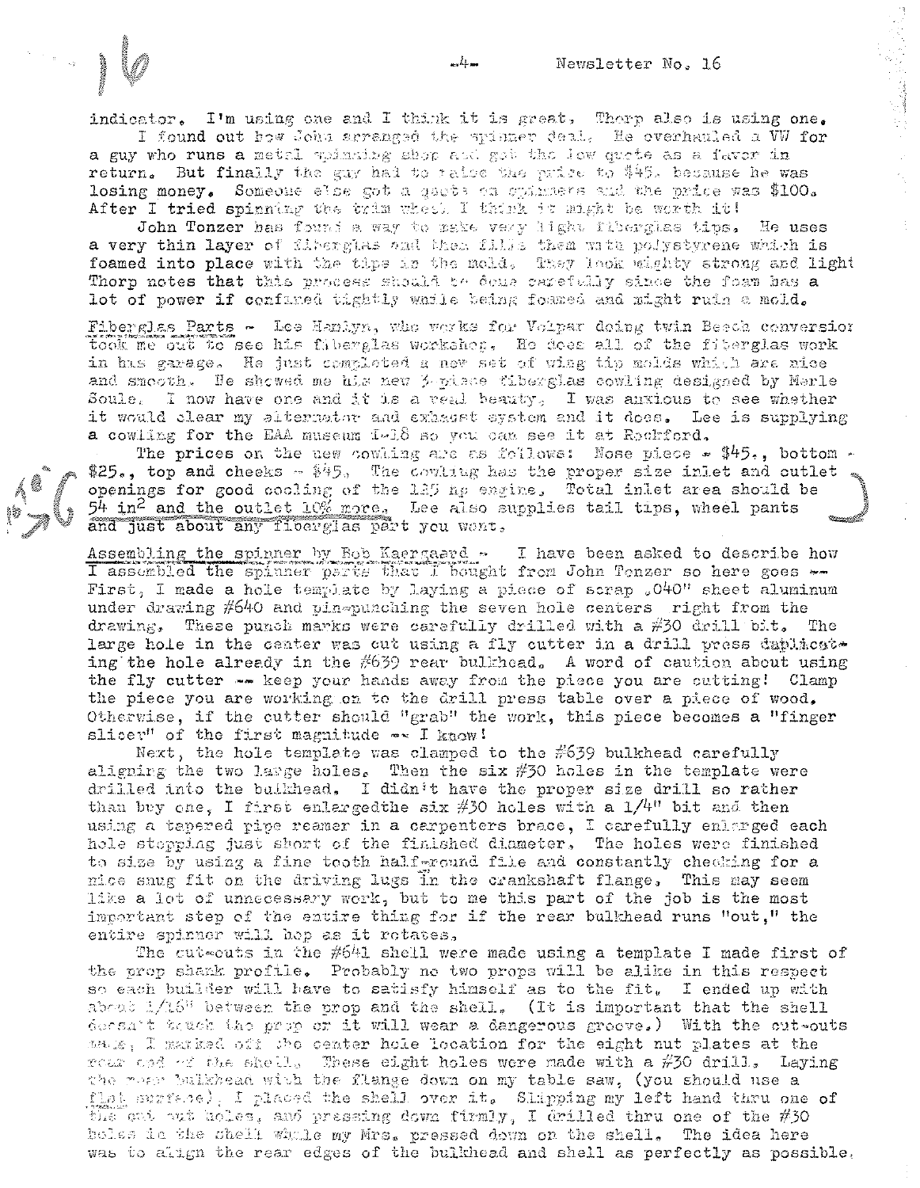indicator. I'm using one and I think it is great. Thorp also is using one.

I found out how John arranged the spinner deal. He overhauled a VW for a guy who runs a metal spinning shop and got the low quote as a favor in return. But finally the guy had to raise the price to $45. because he was losing money. Someone else got a quote on spinners and the price was $100. After I tried spinning the trim wheel I think it might be worth it!

John Tonzer has found a way to make very light fiberglas tips. He uses a very thin layer of fiberglas and then fills them with polystyrene which is foamed into place with the tips in the mold. They look mighty strong and light. Thorp notes that this process should be done carefully since the foam has a lot of power if confined tightly while being foamed and might ruin a mold.

Fiberglas Parts - Lee Hamlyn, who works for Volpar doing twin Beech conversion took me out to see his fiberglas workshop. He does all of the fiberglas work in his garage. He just completed a new set of wing tip molds which are nice and smooth. He showed me his new 3-piece fiberglas cowling designed by Merle Soule. I now have one and it is a real beauty. I was anxious to see whether it would clear my alternator and exhaust system and it does. Lee is supplying a cowling for the EAA museum T-18 so you can see it at Rockford.

The prices on the new cowling are as follows: Nose piece - $45., bottom - $25., top and cheeks - $45. The cowling has the proper size inlet and outlet openings for good cooling of the 125 hp engine. Total inlet area should be 54 in$^2$ and the outlet 10% more. Lee also supplies tail tips, wheel pants and just about any fiberglas part you want.

Assembling the spinner by Bob Kaergaard - I have been asked to describe how I assembled the spinner parts that I bought from John Tonzer so here goes -- First, I made a hole template by laying a piece of scrap .040" sheet aluminum under drawing #640 and pin-punching the seven hole centers right from the drawing. These punch marks were carefully drilled with a #30 drill bit. The large hole in the center was cut using a fly cutter in a drill press duplicating the hole already in the #639 rear bulkhead. A word of caution about using the fly cutter -- keep your hands away from the piece you are cutting! Clamp the piece you are working on to the drill press table over a piece of wood. Otherwise, if the cutter should "grab" the work, this piece becomes a "finger slicer" of the first magnitude -- I know!

Next, the hole template was clamped to the #639 bulkhead carefully aligning the two large holes. Then the six #30 holes in the template were drilled into the bulkhead. I didn't have the proper size drill so rather than buy one, I first enlargedthe six #30 holes with a 1/4" bit and then using a tapered pipe reamer in a carpenters brace, I carefully enlarged each hole stopping just short of the finished diameter. The holes were finished to size by using a fine tooth half-round file and constantly checking for a nice snug fit on the driving lugs in the crankshaft flange. This may seem like a lot of unnecessary work, but to me this part of the job is the most important step of the entire thing for if the rear bulkhead runs "out," the entire spinner will hop as it rotates.

The cut-outs in the #641 shell were made using a template I made first of the prop shank profile. Probably no two props will be alike in this respect so each builder will have to satisfy himself as to the fit. I ended up with about 1/16" between the prop and the shell. (It is important that the shell doesn't touch the prop or it will wear a dangerous groove.) With the cut-outs made, I marked off the center hole location for the eight nut plates at the rear end of the shell. These eight holes were made with a #30 drill. Laying the rear bulkhead with the flange down on my table saw, (you should use a flat surface) I placed the shell over it. Slipping my left hand thru one of the cut out holes, and pressing down firmly, I drilled thru one of the #30 holes in the shell while my Mrs. pressed down on the shell. The idea here was to align the rear edges of the bulkhead and shell as perfectly as possible.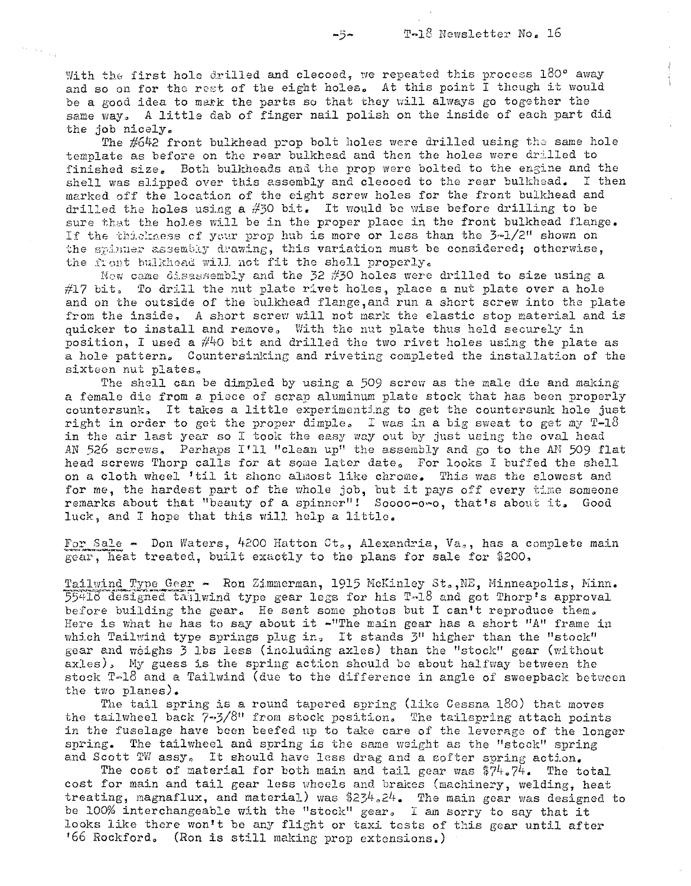With the first hole drilled and clecoed, we repeated this process 180° away and so on for the rest of the eight holes. At this point I though it would be a good idea to mark the parts so that they will always go together the same way. A little dab of finger nail polish on the inside of each part did the job nicely.

The #642 front bulkhead prop bolt holes were drilled using the same hole template as before on the rear bulkhead and then the holes were drilled to finished size. Both bulkheads and the prop were bolted to the engine and the shell was slipped over this assembly and clecoed to the rear bulkhead. I then marked off the location of the eight screw holes for the front bulkhead and drilled the holes using a #30 bit. It would be wise before drilling to be sure that the holes will be in the proper place in the front bulkhead flange. If the thickness of your prop hub is more or less than the 3-1/2" shown on the spinner assembly drawing, this variation must be considered; otherwise, the front bulkhead will not fit the shell properly.

Now came disassembly and the 32 #30 holes were drilled to size using a #17 bit. To drill the nut plate rivet holes, place a nut plate over a hole and on the outside of the bulkhead flange, and run a short screw into the plate from the inside. A short screw will not mark the elastic stop material and is quicker to install and remove. With the nut plate thus held securely in position, I used a #40 bit and drilled the two rivet holes using the plate as a hole pattern. Countersinking and riveting completed the installation of the sixteen nut plates.

The shell can be dimpled by using a 509 screw as the male die and making a female die from a piece of scrap aluminum plate stock that has been properly countersunk. It takes a little experimenting to get the countersunk hole just right in order to get the proper dimple. I was in a big sweat to get my T-18 in the air last year so I took the easy way out by just using the oval head AN 526 screws. Perhaps I'll "clean up" the assembly and go to the AN 509 flat head screws Thorp calls for at some later date. For looks I buffed the shell on a cloth wheel 'til it shone almost like chrome. This was the slowest and for me, the hardest part of the whole job, but it pays off every time someone remarks about that "beauty of a spinner"! Soooo-o-o, that's about it. Good luck, and I hope that this will help a little.

<u>For Sale</u> - Don Waters, 4200 Hatton Ct., Alexandria, Va., has a complete main gear, heat treated, built exactly to the plans for sale for $200.

<u>Tailwind Type Gear</u> - Ron Zimmerman, 1915 McKinley St.,NE, Minneapolis, Minn. 55418 designed tailwind type gear legs for his T-18 and got Thorp's approval before building the gear. He sent some photos but I can't reproduce them. Here is what he has to say about it -"The main gear has a short "A" frame in which Tailwind type springs plug in. It stands 3" higher than the "stock" gear and weighs 3 lbs less (including axles) than the "stock" gear (without axles). My guess is the spring action should be about halfway between the stock T-18 and a Tailwind (due to the difference in angle of sweepback between the two planes).

The tail spring is a round tapered spring (like Cessna 180) that moves the tailwheel back 7-3/8" from stock position. The tailspring attach points in the fuselage have been beefed up to take care of the leverage of the longer spring. The tailwheel and spring is the same weight as the "stock" spring and Scott TW assy. It should have less drag and a softer spring action.

The cost of material for both main and tail gear was $74.74. The total cost for main and tail gear less wheels and brakes (machinery, welding, heat treating, magnaflux, and material) was $234.24. The main gear was designed to be 100% interchangeable with the "stock" gear. I am sorry to say that it looks like there won't be any flight or taxi tests of this gear until after '66 Rockford. (Ron is still making prop extensions.)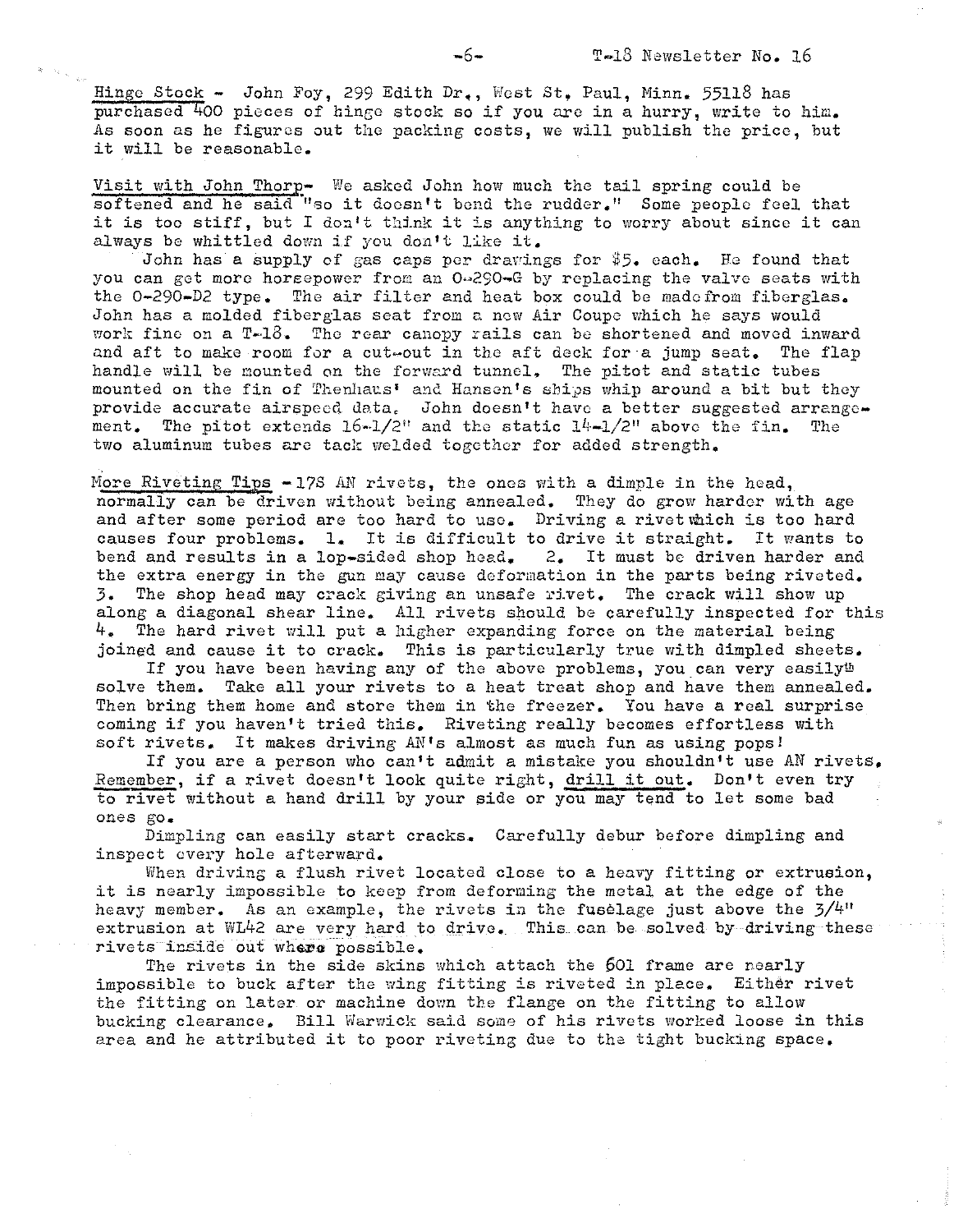Hinge Stock - John Foy, 299 Edith Dr., West St. Paul, Minn. 55118 has purchased 400 pieces of hinge stock so if you are in a hurry, write to him. As soon as he figures out the packing costs, we will publish the price, but it will be reasonable.

Visit with John Thorp- We asked John how much the tail spring could be softened and he said "so it doesn't bend the rudder." Some people feel that it is too stiff, but I don't think it is anything to worry about since it can always be whittled down if you don't like it.

John has a supply of gas caps per drawings for $5. each. He found that you can get more horsepower from an O-290-G by replacing the valve seats with the O-290-D2 type. The air filter and heat box could be made from fiberglas. John has a molded fiberglas seat from a new Air Coupe which he says would work fine on a T-18. The rear canopy rails can be shortened and moved inward and aft to make room for a cut-out in the aft deck for a jump seat. The flap handle will be mounted on the forward tunnel. The pitot and static tubes mounted on the fin of Thenhaus' and Hansen's ships whip around a bit but they provide accurate airspeed data. John doesn't have a better suggested arrangement. The pitot extends 16-1/2" and the static 14-1/2" above the fin. The two aluminum tubes are tack welded together for added strength.

More Riveting Tips - 17S AN rivets, the ones with a dimple in the head, normally can be driven without being annealed. They do grow harder with age and after some period are too hard to use. Driving a rivet which is too hard causes four problems. 1. It is difficult to drive it straight. It wants to bend and results in a lop-sided shop head. 2. It must be driven harder and the extra energy in the gun may cause deformation in the parts being riveted. 3. The shop head may crack giving an unsafe rivet. The crack will show up along a diagonal shear line. All rivets should be carefully inspected for this 4. The hard rivet will put a higher expanding force on the material being joined and cause it to crack. This is particularly true with dimpled sheets.

If you have been having any of the above problems, you can very easily solve them. Take all your rivets to a heat treat shop and have them annealed. Then bring them home and store them in the freezer. You have a real surprise coming if you haven't tried this. Riveting really becomes effortless with soft rivets. It makes driving AN's almost as much fun as using pops!

If you are a person who can't admit a mistake you shouldn't use AN rivets. Remember, if a rivet doesn't look quite right, drill it out. Don't even try to rivet without a hand drill by your side or you may tend to let some bad ones go.

Dimpling can easily start cracks. Carefully debur before dimpling and inspect every hole afterward.

When driving a flush rivet located close to a heavy fitting or extrusion, it is nearly impossible to keep from deforming the metal at the edge of the heavy member. As an example, the rivets in the fuselage just above the 3/4" extrusion at WL42 are very hard to drive. This can be solved by driving these rivets inside out where possible.

The rivets in the side skins which attach the 601 frame are nearly impossible to buck after the wing fitting is riveted in place. Either rivet the fitting on later or machine down the flange on the fitting to allow bucking clearance. Bill Warwick said some of his rivets worked loose in this area and he attributed it to poor riveting due to the tight bucking space.